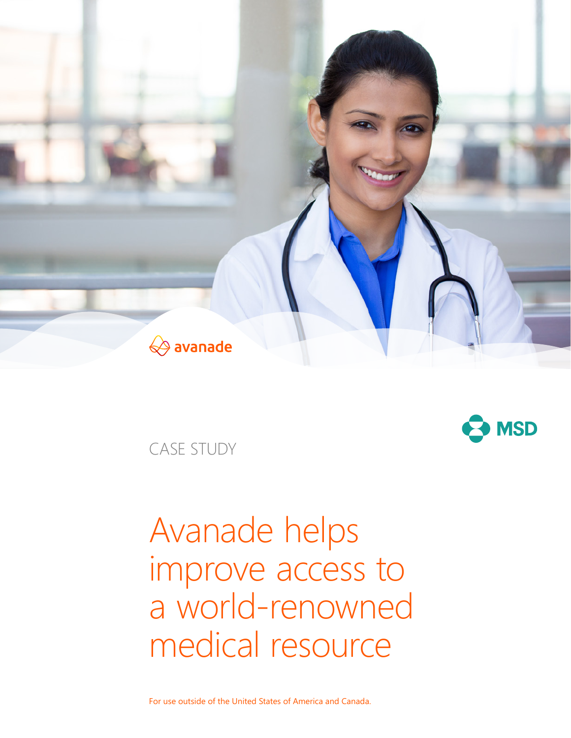avanade

MSD

CASE STUDY

# Avanade helps improve access to a world-renowned medical resource

For use outside of the United States of America and Canada.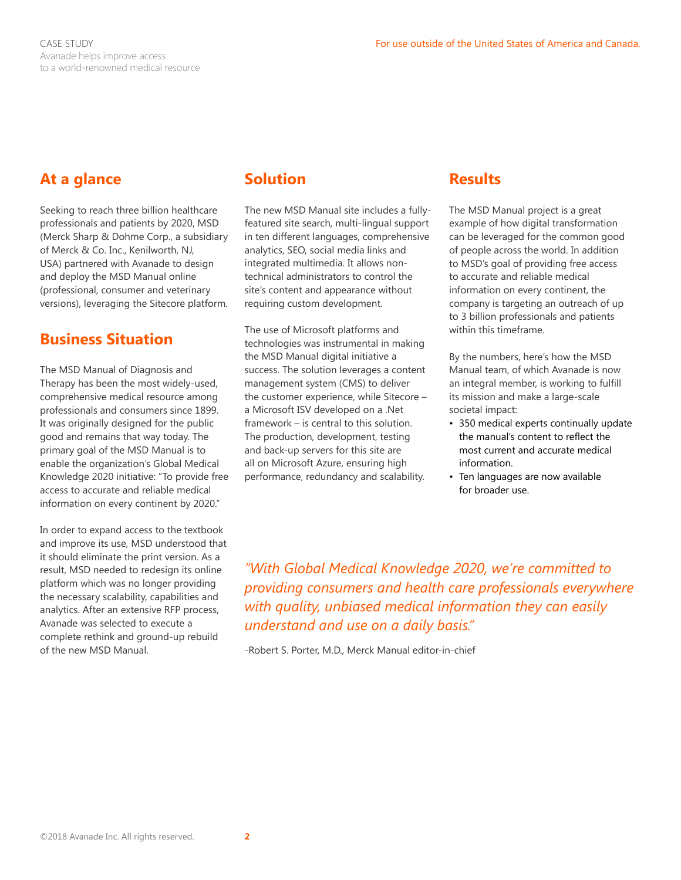## At a glance

Seeking to reach three billion healthcare professionals and patients by 2020, MSD (Merck Sharp & Dohme Corp., a subsidiary of Merck & Co. Inc., Kenilworth, NJ, USA) partnered with Avanade to design and deploy the MSD Manual online (professional, consumer and veterinary versions), leveraging the Sitecore platform.

## Business Situation

The MSD Manual of Diagnosis and Therapy has been the most widely-used, comprehensive medical resource among professionals and consumers since 1899. It was originally designed for the public good and remains that way today. The primary goal of the MSD Manual is to enable the organization's Global Medical Knowledge 2020 initiative: "To provide free access to accurate and reliable medical information on every continent by 2020."

In order to expand access to the textbook and improve its use, MSD understood that it should eliminate the print version. As a result, MSD needed to redesign its online platform which was no longer providing the necessary scalability, capabilities and analytics. After an extensive RFP process, Avanade was selected to execute a complete rethink and ground-up rebuild of the new MSD Manual.

## Solution

The new MSD Manual site includes a fully-featured site search, multi-lingual support in ten different languages, comprehensive analytics, SEO, social media links and integrated multimedia. It allows non-technical administrators to control the site's content and appearance without requiring custom development.

The use of Microsoft platforms and technologies was instrumental in making the MSD Manual digital initiative a success. The solution leverages a content management system (CMS) to deliver the customer experience, while Sitecore – a Microsoft ISV developed on a .Net framework – is central to this solution. The production, development, testing and back-up servers for this site are all on Microsoft Azure, ensuring high performance, redundancy and scalability.

## Results

The MSD Manual project is a great example of how digital transformation can be leveraged for the common good of people across the world. In addition to MSD's goal of providing free access to accurate and reliable medical information on every continent, the company is targeting an outreach of up to 3 billion professionals and patients within this timeframe.

By the numbers, here's how the MSD Manual team, of which Avanade is now an integral member, is working to fulfill its mission and make a large-scale societal impact:

- 350 medical experts continually update the manual's content to reflect the most current and accurate medical information.
- Ten languages are now available for broader use.

*"With Global Medical Knowledge 2020, we're committed to providing consumers and health care professionals everywhere with quality, unbiased medical information they can easily understand and use on a daily basis."*

-Robert S. Porter, M.D., Merck Manual editor-in-chief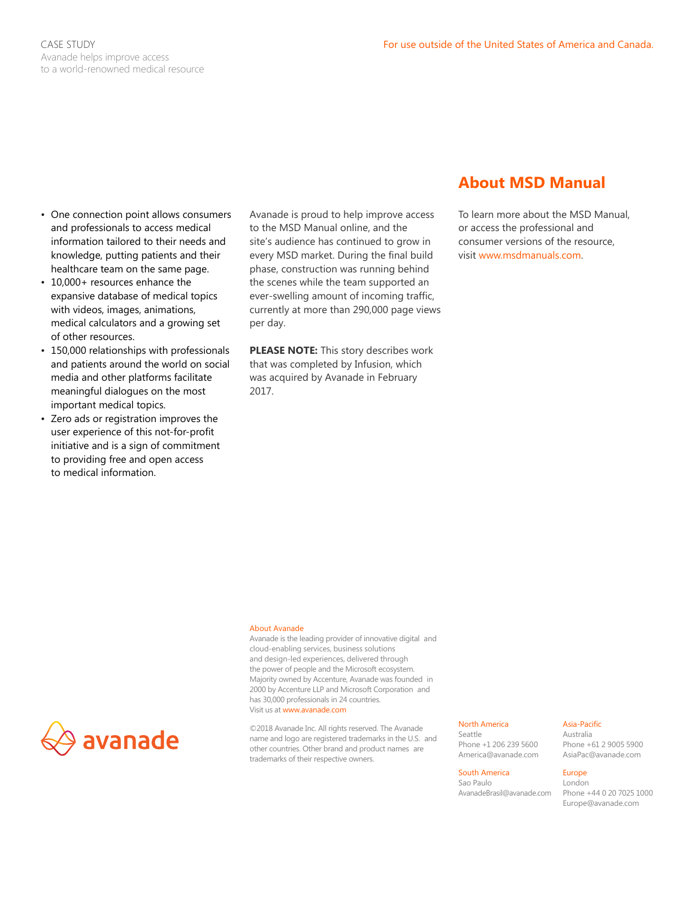- One connection point allows consumers and professionals to access medical information tailored to their needs and knowledge, putting patients and their healthcare team on the same page.
- 10,000+ resources enhance the expansive database of medical topics with videos, images, animations, medical calculators and a growing set of other resources.
- 150,000 relationships with professionals and patients around the world on social media and other platforms facilitate meaningful dialogues on the most important medical topics.
- Zero ads or registration improves the user experience of this not-for-profit initiative and is a sign of commitment to providing free and open access to medical information.

Avanade is proud to help improve access to the MSD Manual online, and the site's audience has continued to grow in every MSD market. During the final build phase, construction was running behind the scenes while the team supported an ever-swelling amount of incoming traffic, currently at more than 290,000 page views per day.

**PLEASE NOTE:** This story describes work that was completed by Infusion, which was acquired by Avanade in February 2017.

## About MSD Manual

To learn more about the MSD Manual, or access the professional and consumer versions of the resource, visit www.msdmanuals.com.

About Avanade

Avanade is the leading provider of innovative digital and cloud-enabling services, business solutions and design-led experiences, delivered through the power of people and the Microsoft ecosystem. Majority owned by Accenture, Avanade was founded in 2000 by Accenture LLP and Microsoft Corporation and has 30,000 professionals in 24 countries. Visit us at www.avanade.com

©2018 Avanade Inc. All rights reserved. The Avanade name and logo are registered trademarks in the U.S. and other countries. Other brand and product names are trademarks of their respective owners.

North America
Seattle
Phone +1 206 239 5600
America@avanade.com

Asia-Pacific
Australia
Phone +61 2 9005 5900
AsiaPac@avanade.com

South America
Sao Paulo
AvanadeBrasil@avanade.com

Europe
London
Phone +44 0 20 7025 1000
Europe@avanade.com